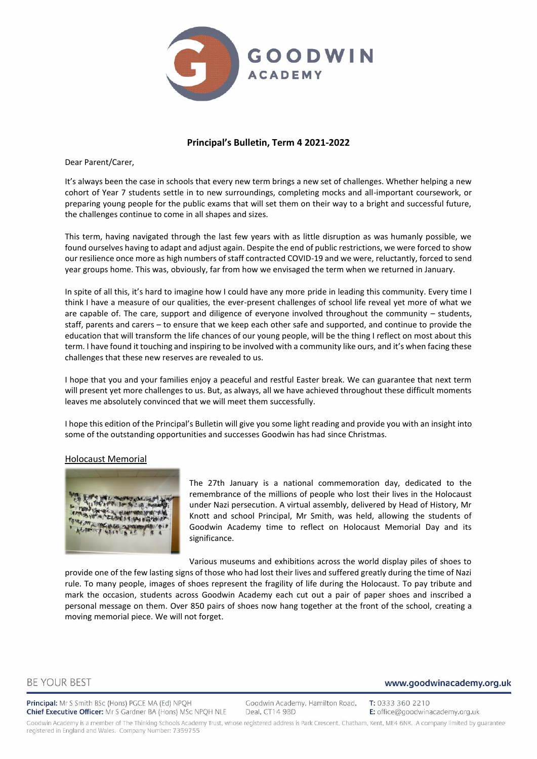# Principal's Bulletin, Term 4 2021-2022

Dear Parent/Carer,

It's always been the case in schools that every new term brings a new set of challenges. Whether helping a new cohort of Year 7 students settle in to new surroundings, completing mocks and all-important coursework, or preparing young people for the public exams that will set them on their way to a bright and successful future, the challenges continue to come in all shapes and sizes.

This term, having navigated through the last few years with as little disruption as was humanly possible, we found ourselves having to adapt and adjust again. Despite the end of public restrictions, we were forced to show our resilience once more as high numbers of staff contracted COVID-19 and we were, reluctantly, forced to send year groups home. This was, obviously, far from how we envisaged the term when we returned in January.

In spite of all this, it's hard to imagine how I could have any more pride in leading this community. Every time I think I have a measure of our qualities, the ever-present challenges of school life reveal yet more of what we are capable of. The care, support and diligence of everyone involved throughout the community – students, staff, parents and carers – to ensure that we keep each other safe and supported, and continue to provide the education that will transform the life chances of our young people, will be the thing I reflect on most about this term. I have found it touching and inspiring to be involved with a community like ours, and it's when facing these challenges that these new reserves are revealed to us.

I hope that you and your families enjoy a peaceful and restful Easter break. We can guarantee that next term will present yet more challenges to us. But, as always, all we have achieved throughout these difficult moments leaves me absolutely convinced that we will meet them successfully.

I hope this edition of the Principal's Bulletin will give you some light reading and provide you with an insight into some of the outstanding opportunities and successes Goodwin has had since Christmas.

## Holocaust Memorial

The 27th January is a national commemoration day, dedicated to the remembrance of the millions of people who lost their lives in the Holocaust under Nazi persecution. A virtual assembly, delivered by Head of History, Mr Knott and school Principal, Mr Smith, was held, allowing the students of Goodwin Academy time to reflect on Holocaust Memorial Day and its significance.

Various museums and exhibitions across the world display piles of shoes to provide one of the few lasting signs of those who had lost their lives and suffered greatly during the time of Nazi rule. To many people, images of shoes represent the fragility of life during the Holocaust. To pay tribute and mark the occasion, students across Goodwin Academy each cut out a pair of paper shoes and inscribed a personal message on them. Over 850 pairs of shoes now hang together at the front of the school, creating a moving memorial piece. We will not forget.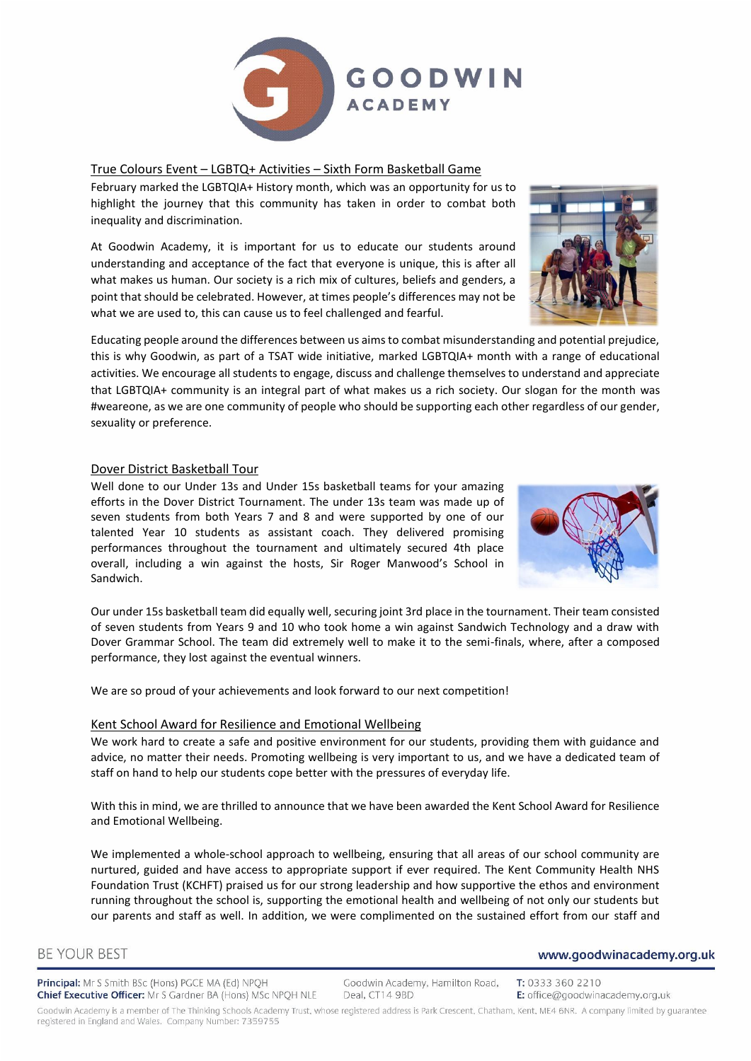## True Colours Event – LGBTQ+ Activities – Sixth Form Basketball Game

February marked the LGBTQIA+ History month, which was an opportunity for us to highlight the journey that this community has taken in order to combat both inequality and discrimination.

At Goodwin Academy, it is important for us to educate our students around understanding and acceptance of the fact that everyone is unique, this is after all what makes us human. Our society is a rich mix of cultures, beliefs and genders, a point that should be celebrated. However, at times people's differences may not be what we are used to, this can cause us to feel challenged and fearful.

Educating people around the differences between us aims to combat misunderstanding and potential prejudice, this is why Goodwin, as part of a TSAT wide initiative, marked LGBTQIA+ month with a range of educational activities. We encourage all students to engage, discuss and challenge themselves to understand and appreciate that LGBTQIA+ community is an integral part of what makes us a rich society. Our slogan for the month was #weareone, as we are one community of people who should be supporting each other regardless of our gender, sexuality or preference.

## Dover District Basketball Tour

Well done to our Under 13s and Under 15s basketball teams for your amazing efforts in the Dover District Tournament. The under 13s team was made up of seven students from both Years 7 and 8 and were supported by one of our talented Year 10 students as assistant coach. They delivered promising performances throughout the tournament and ultimately secured 4th place overall, including a win against the hosts, Sir Roger Manwood's School in Sandwich.

Our under 15s basketball team did equally well, securing joint 3rd place in the tournament. Their team consisted of seven students from Years 9 and 10 who took home a win against Sandwich Technology and a draw with Dover Grammar School. The team did extremely well to make it to the semi-finals, where, after a composed performance, they lost against the eventual winners.

We are so proud of your achievements and look forward to our next competition!

## Kent School Award for Resilience and Emotional Wellbeing

We work hard to create a safe and positive environment for our students, providing them with guidance and advice, no matter their needs. Promoting wellbeing is very important to us, and we have a dedicated team of staff on hand to help our students cope better with the pressures of everyday life.

With this in mind, we are thrilled to announce that we have been awarded the Kent School Award for Resilience and Emotional Wellbeing.

We implemented a whole-school approach to wellbeing, ensuring that all areas of our school community are nurtured, guided and have access to appropriate support if ever required. The Kent Community Health NHS Foundation Trust (KCHFT) praised us for our strong leadership and how supportive the ethos and environment running throughout the school is, supporting the emotional health and wellbeing of not only our students but our parents and staff as well. In addition, we were complimented on the sustained effort from our staff and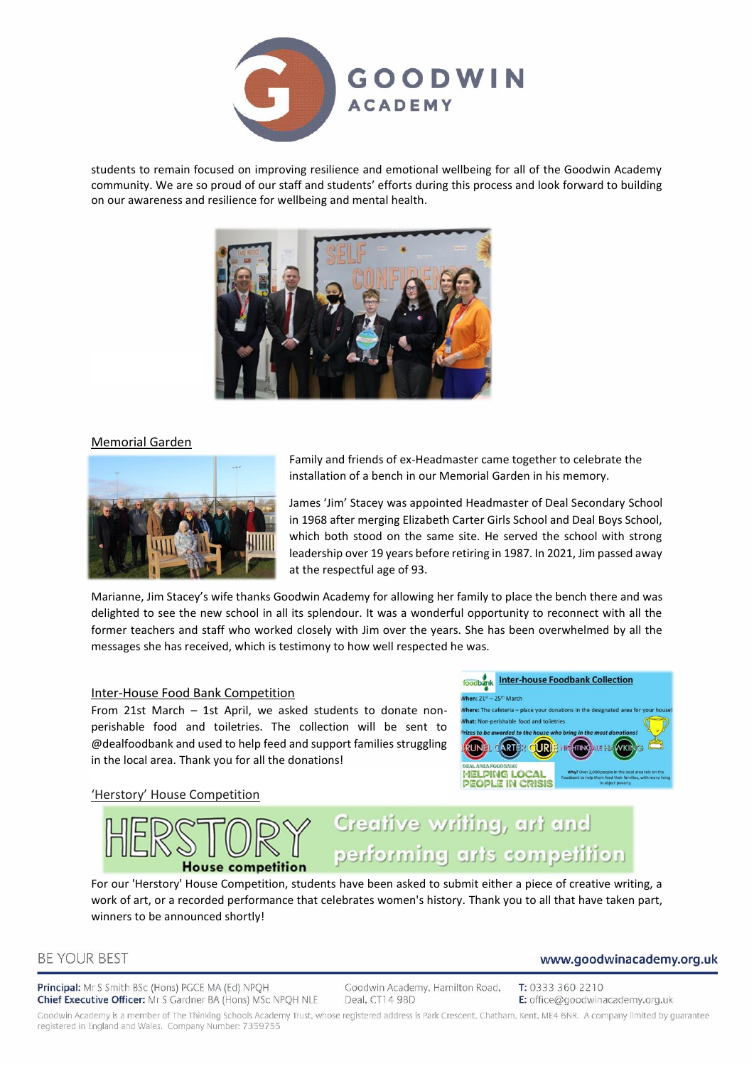students to remain focused on improving resilience and emotional wellbeing for all of the Goodwin Academy community. We are so proud of our staff and students' efforts during this process and look forward to building on our awareness and resilience for wellbeing and mental health.

## Memorial Garden

Family and friends of ex-Headmaster came together to celebrate the installation of a bench in our Memorial Garden in his memory.

James 'Jim' Stacey was appointed Headmaster of Deal Secondary School in 1968 after merging Elizabeth Carter Girls School and Deal Boys School, which both stood on the same site. He served the school with strong leadership over 19 years before retiring in 1987. In 2021, Jim passed away at the respectful age of 93.

Marianne, Jim Stacey's wife thanks Goodwin Academy for allowing her family to place the bench there and was delighted to see the new school in all its splendour. It was a wonderful opportunity to reconnect with all the former teachers and staff who worked closely with Jim over the years. She has been overwhelmed by all the messages she has received, which is testimony to how well respected he was.

## Inter-House Food Bank Competition

From 21st March – 1st April, we asked students to donate non-perishable food and toiletries. The collection will be sent to @dealfoodbank and used to help feed and support families struggling in the local area. Thank you for all the donations!

## 'Herstory' House Competition

For our 'Herstory' House Competition, students have been asked to submit either a piece of creative writing, a work of art, or a recorded performance that celebrates women's history. Thank you to all that have taken part, winners to be announced shortly!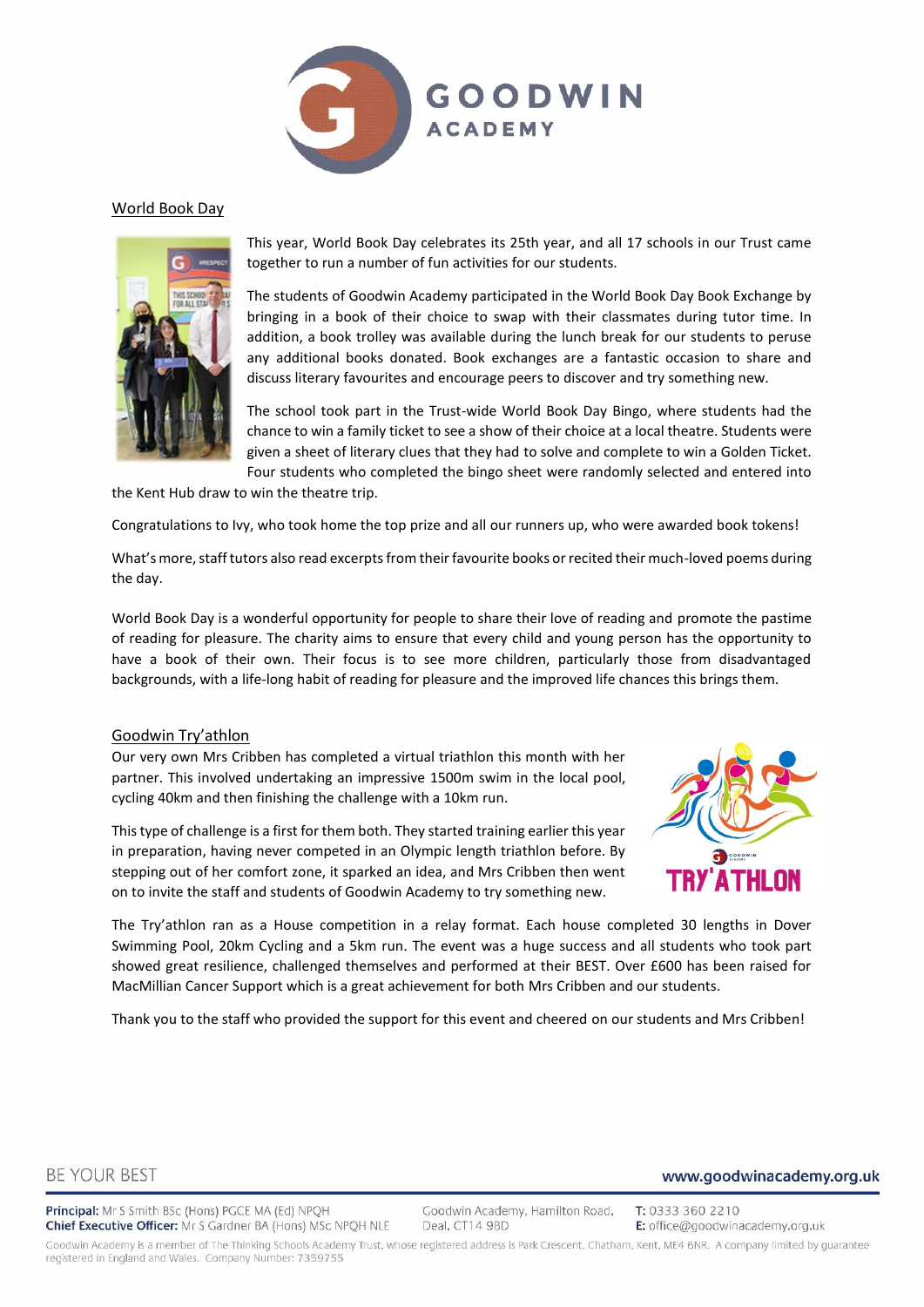## World Book Day

This year, World Book Day celebrates its 25th year, and all 17 schools in our Trust came together to run a number of fun activities for our students.

The students of Goodwin Academy participated in the World Book Day Book Exchange by bringing in a book of their choice to swap with their classmates during tutor time. In addition, a book trolley was available during the lunch break for our students to peruse any additional books donated. Book exchanges are a fantastic occasion to share and discuss literary favourites and encourage peers to discover and try something new.

The school took part in the Trust-wide World Book Day Bingo, where students had the chance to win a family ticket to see a show of their choice at a local theatre. Students were given a sheet of literary clues that they had to solve and complete to win a Golden Ticket. Four students who completed the bingo sheet were randomly selected and entered into the Kent Hub draw to win the theatre trip.

Congratulations to Ivy, who took home the top prize and all our runners up, who were awarded book tokens!

What's more, staff tutors also read excerpts from their favourite books or recited their much-loved poems during the day.

World Book Day is a wonderful opportunity for people to share their love of reading and promote the pastime of reading for pleasure. The charity aims to ensure that every child and young person has the opportunity to have a book of their own. Their focus is to see more children, particularly those from disadvantaged backgrounds, with a life-long habit of reading for pleasure and the improved life chances this brings them.

## Goodwin Try'athlon

Our very own Mrs Cribben has completed a virtual triathlon this month with her partner. This involved undertaking an impressive 1500m swim in the local pool, cycling 40km and then finishing the challenge with a 10km run.

This type of challenge is a first for them both. They started training earlier this year in preparation, having never competed in an Olympic length triathlon before. By stepping out of her comfort zone, it sparked an idea, and Mrs Cribben then went on to invite the staff and students of Goodwin Academy to try something new.

The Try'athlon ran as a House competition in a relay format. Each house completed 30 lengths in Dover Swimming Pool, 20km Cycling and a 5km run. The event was a huge success and all students who took part showed great resilience, challenged themselves and performed at their BEST. Over £600 has been raised for MacMillian Cancer Support which is a great achievement for both Mrs Cribben and our students.

Thank you to the staff who provided the support for this event and cheered on our students and Mrs Cribben!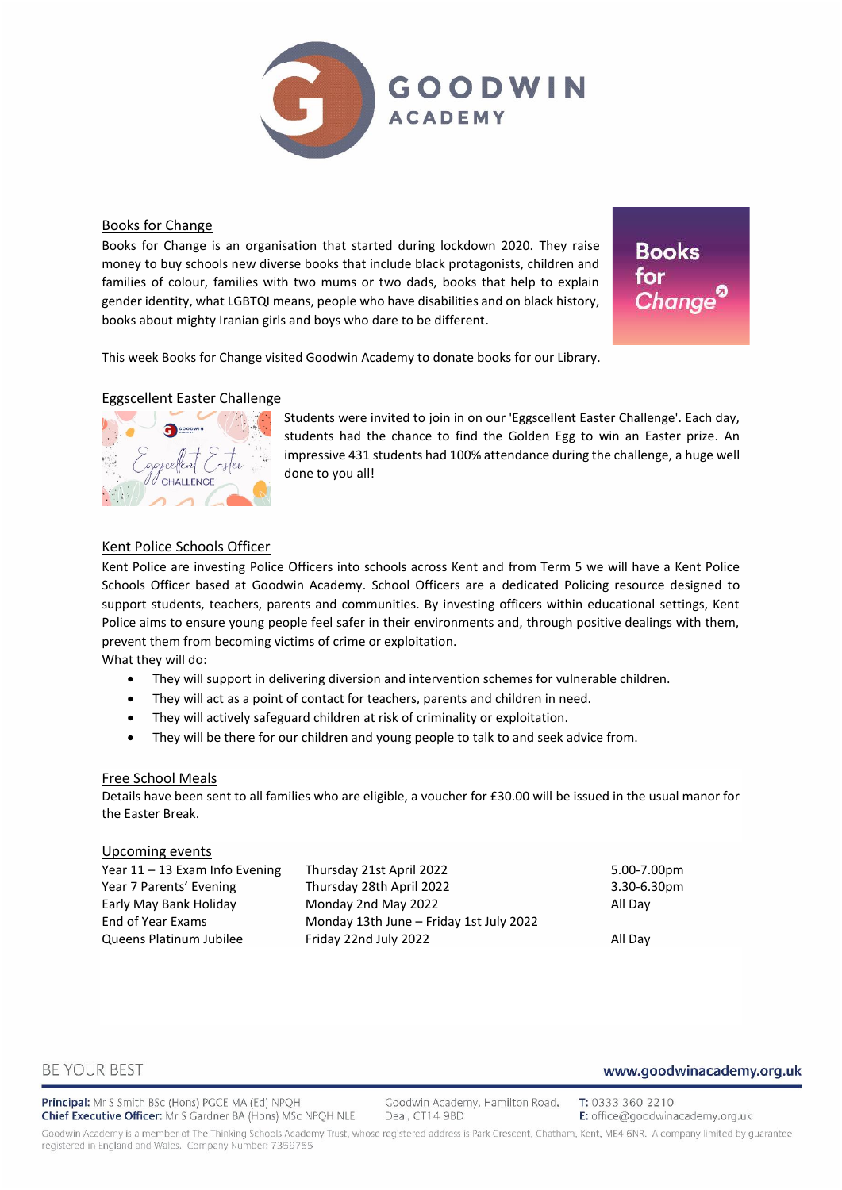## Books for Change

Books for Change is an organisation that started during lockdown 2020. They raise money to buy schools new diverse books that include black protagonists, children and families of colour, families with two mums or two dads, books that help to explain gender identity, what LGBTQI means, people who have disabilities and on black history, books about mighty Iranian girls and boys who dare to be different.

This week Books for Change visited Goodwin Academy to donate books for our Library.

## Eggscellent Easter Challenge

Students were invited to join in on our 'Eggscellent Easter Challenge'. Each day, students had the chance to find the Golden Egg to win an Easter prize. An impressive 431 students had 100% attendance during the challenge, a huge well done to you all!

## Kent Police Schools Officer

Kent Police are investing Police Officers into schools across Kent and from Term 5 we will have a Kent Police Schools Officer based at Goodwin Academy. School Officers are a dedicated Policing resource designed to support students, teachers, parents and communities. By investing officers within educational settings, Kent Police aims to ensure young people feel safer in their environments and, through positive dealings with them, prevent them from becoming victims of crime or exploitation.

What they will do:

- They will support in delivering diversion and intervention schemes for vulnerable children.
- They will act as a point of contact for teachers, parents and children in need.
- They will actively safeguard children at risk of criminality or exploitation.
- They will be there for our children and young people to talk to and seek advice from.

## Free School Meals

Details have been sent to all families who are eligible, a voucher for £30.00 will be issued in the usual manor for the Easter Break.

## Upcoming events

| | | |
|---|---|---|
| Year 11 – 13 Exam Info Evening | Thursday 21st April 2022 | 5.00-7.00pm |
| Year 7 Parents' Evening | Thursday 28th April 2022 | 3.30-6.30pm |
| Early May Bank Holiday | Monday 2nd May 2022 | All Day |
| End of Year Exams | Monday 13th June – Friday 1st July 2022 | |
| Queens Platinum Jubilee | Friday 22nd July 2022 | All Day |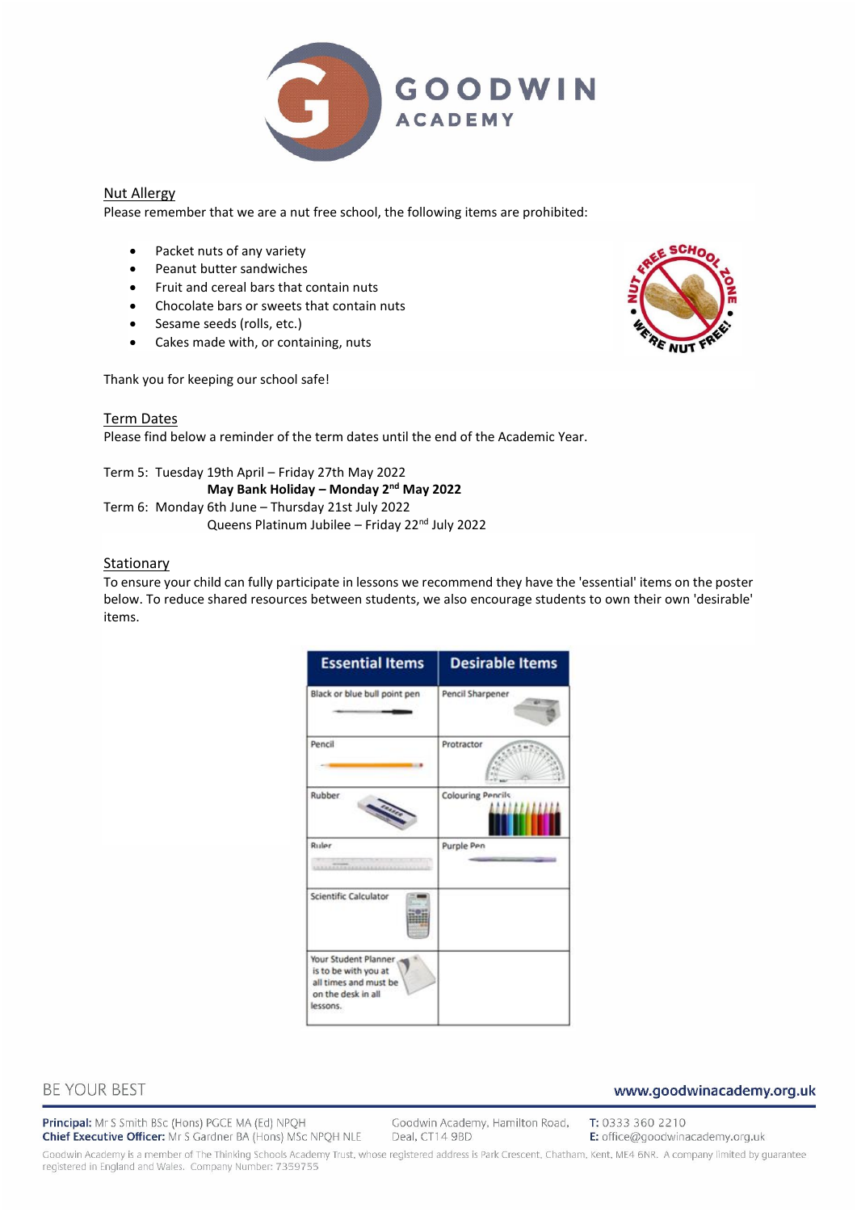## Nut Allergy

Please remember that we are a nut free school, the following items are prohibited:

- Packet nuts of any variety
- Peanut butter sandwiches
- Fruit and cereal bars that contain nuts
- Chocolate bars or sweets that contain nuts
- Sesame seeds (rolls, etc.)
- Cakes made with, or containing, nuts

Thank you for keeping our school safe!

## Term Dates

Please find below a reminder of the term dates until the end of the Academic Year.

Term 5: Tuesday 19th April – Friday 27th May 2022
**May Bank Holiday – Monday 2nd May 2022**
Term 6: Monday 6th June – Thursday 21st July 2022
Queens Platinum Jubilee – Friday 22nd July 2022

## Stationary

To ensure your child can fully participate in lessons we recommend they have the 'essential' items on the poster below. To reduce shared resources between students, we also encourage students to own their own 'desirable' items.

| Essential Items | Desirable Items |
|---|---|
| Black or blue ball point pen | Pencil Sharpener |
| Pencil | Protractor |
| Rubber | Colouring Pencils |
| Ruler | Purple Pen |
| Scientific Calculator | |
| Your Student Planner is to be with you at all times and must be on the desk in all lessons. | |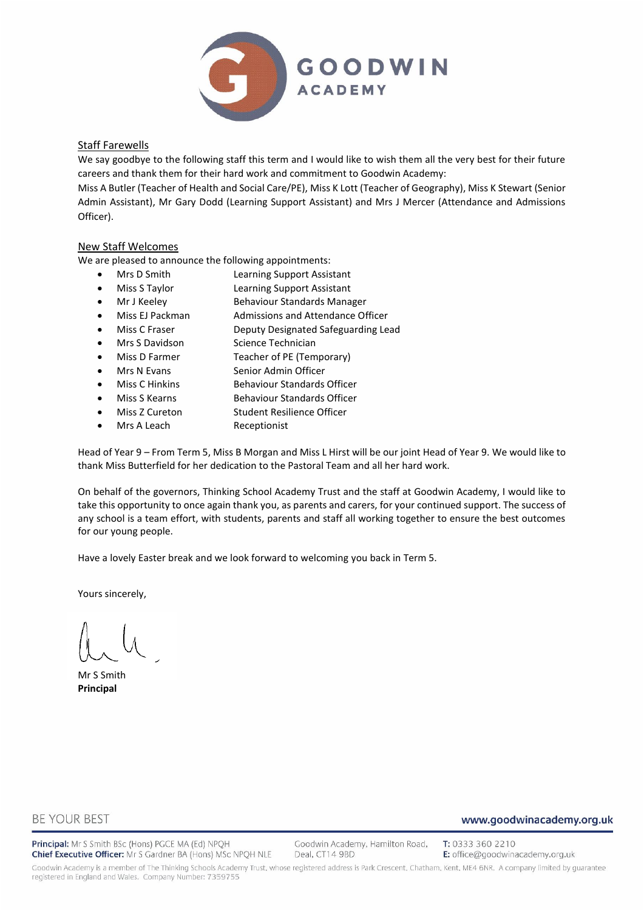## Staff Farewells

We say goodbye to the following staff this term and I would like to wish them all the very best for their future careers and thank them for their hard work and commitment to Goodwin Academy:

Miss A Butler (Teacher of Health and Social Care/PE), Miss K Lott (Teacher of Geography), Miss K Stewart (Senior Admin Assistant), Mr Gary Dodd (Learning Support Assistant) and Mrs J Mercer (Attendance and Admissions Officer).

## New Staff Welcomes

We are pleased to announce the following appointments:

- Mrs D Smith — Learning Support Assistant
- Miss S Taylor — Learning Support Assistant
- Mr J Keeley — Behaviour Standards Manager
- Miss EJ Packman — Admissions and Attendance Officer
- Miss C Fraser — Deputy Designated Safeguarding Lead
- Mrs S Davidson — Science Technician
- Miss D Farmer — Teacher of PE (Temporary)
- Mrs N Evans — Senior Admin Officer
- Miss C Hinkins — Behaviour Standards Officer
- Miss S Kearns — Behaviour Standards Officer
- Miss Z Cureton — Student Resilience Officer
- Mrs A Leach — Receptionist

Head of Year 9 – From Term 5, Miss B Morgan and Miss L Hirst will be our joint Head of Year 9. We would like to thank Miss Butterfield for her dedication to the Pastoral Team and all her hard work.

On behalf of the governors, Thinking School Academy Trust and the staff at Goodwin Academy, I would like to take this opportunity to once again thank you, as parents and carers, for your continued support. The success of any school is a team effort, with students, parents and staff all working together to ensure the best outcomes for our young people.

Have a lovely Easter break and we look forward to welcoming you back in Term 5.

Yours sincerely,

Mr S Smith
**Principal**